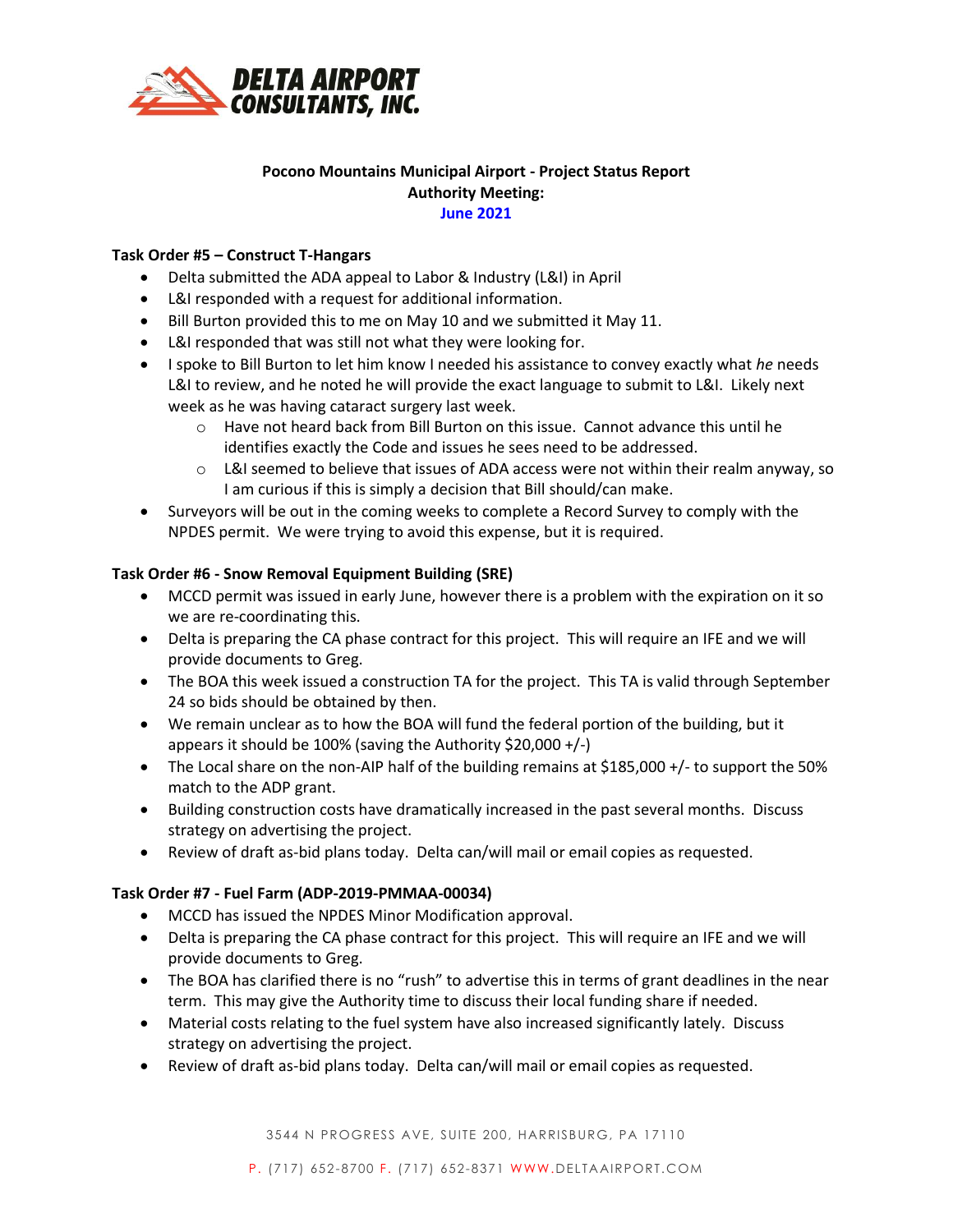**DELTA AIRPORT CONSULTANTS, INC.**

**Pocono Mountains Municipal Airport - Project Status Report**
**Authority Meeting:**
**June 2021**

**Task Order #5 – Construct T-Hangars**

- Delta submitted the ADA appeal to Labor & Industry (L&I) in April
- L&I responded with a request for additional information.
- Bill Burton provided this to me on May 10 and we submitted it May 11.
- L&I responded that was still not what they were looking for.
- I spoke to Bill Burton to let him know I needed his assistance to convey exactly what *he* needs L&I to review, and he noted he will provide the exact language to submit to L&I. Likely next week as he was having cataract surgery last week.
    - Have not heard back from Bill Burton on this issue. Cannot advance this until he identifies exactly the Code and issues he sees need to be addressed.
    - L&I seemed to believe that issues of ADA access were not within their realm anyway, so I am curious if this is simply a decision that Bill should/can make.
- Surveyors will be out in the coming weeks to complete a Record Survey to comply with the NPDES permit. We were trying to avoid this expense, but it is required.

**Task Order #6 - Snow Removal Equipment Building (SRE)**

- MCCD permit was issued in early June, however there is a problem with the expiration on it so we are re-coordinating this.
- Delta is preparing the CA phase contract for this project. This will require an IFE and we will provide documents to Greg.
- The BOA this week issued a construction TA for the project. This TA is valid through September 24 so bids should be obtained by then.
- We remain unclear as to how the BOA will fund the federal portion of the building, but it appears it should be 100% (saving the Authority $20,000 +/-)
- The Local share on the non-AIP half of the building remains at $185,000 +/- to support the 50% match to the ADP grant.
- Building construction costs have dramatically increased in the past several months. Discuss strategy on advertising the project.
- Review of draft as-bid plans today. Delta can/will mail or email copies as requested.

**Task Order #7 - Fuel Farm (ADP-2019-PMMAA-00034)**

- MCCD has issued the NPDES Minor Modification approval.
- Delta is preparing the CA phase contract for this project. This will require an IFE and we will provide documents to Greg.
- The BOA has clarified there is no "rush" to advertise this in terms of grant deadlines in the near term. This may give the Authority time to discuss their local funding share if needed.
- Material costs relating to the fuel system have also increased significantly lately. Discuss strategy on advertising the project.
- Review of draft as-bid plans today. Delta can/will mail or email copies as requested.

3544 N PROGRESS AVE, SUITE 200, HARRISBURG, PA 17110

P. (717) 652-8700 F. (717) 652-8371 WWW.DELTAAIRPORT.COM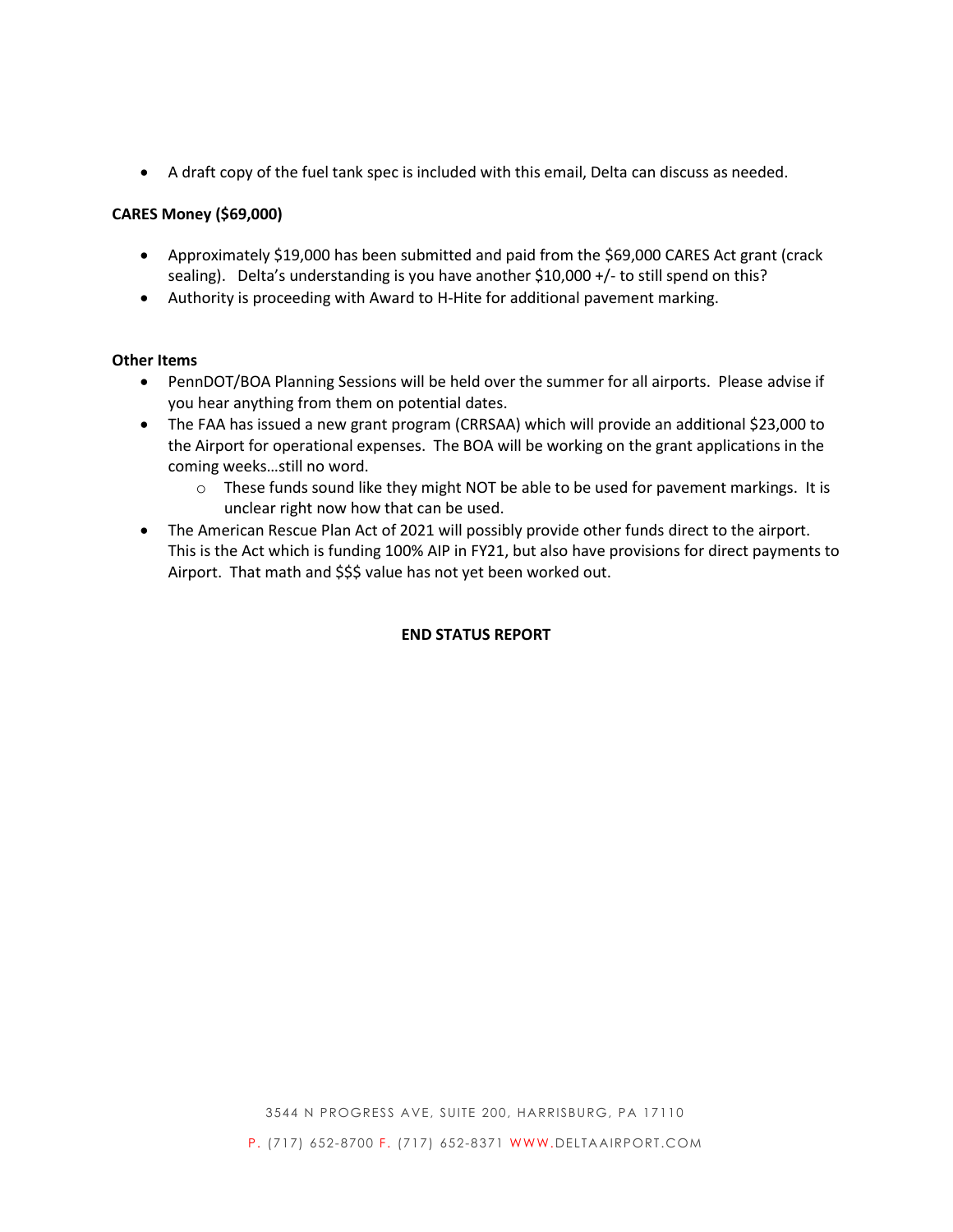- A draft copy of the fuel tank spec is included with this email, Delta can discuss as needed.

**CARES Money ($69,000)**

- Approximately $19,000 has been submitted and paid from the $69,000 CARES Act grant (crack sealing). Delta's understanding is you have another $10,000 +/- to still spend on this?
- Authority is proceeding with Award to H-Hite for additional pavement marking.

**Other Items**

- PennDOT/BOA Planning Sessions will be held over the summer for all airports. Please advise if you hear anything from them on potential dates.
- The FAA has issued a new grant program (CRRSAA) which will provide an additional $23,000 to the Airport for operational expenses. The BOA will be working on the grant applications in the coming weeks…still no word.
  - These funds sound like they might NOT be able to be used for pavement markings. It is unclear right now how that can be used.
- The American Rescue Plan Act of 2021 will possibly provide other funds direct to the airport. This is the Act which is funding 100% AIP in FY21, but also have provisions for direct payments to Airport. That math and $$$ value has not yet been worked out.

**END STATUS REPORT**

3544 N PROGRESS AVE, SUITE 200, HARRISBURG, PA 17110

P. (717) 652-8700 F. (717) 652-8371 WWW.DELTAAIRPORT.COM